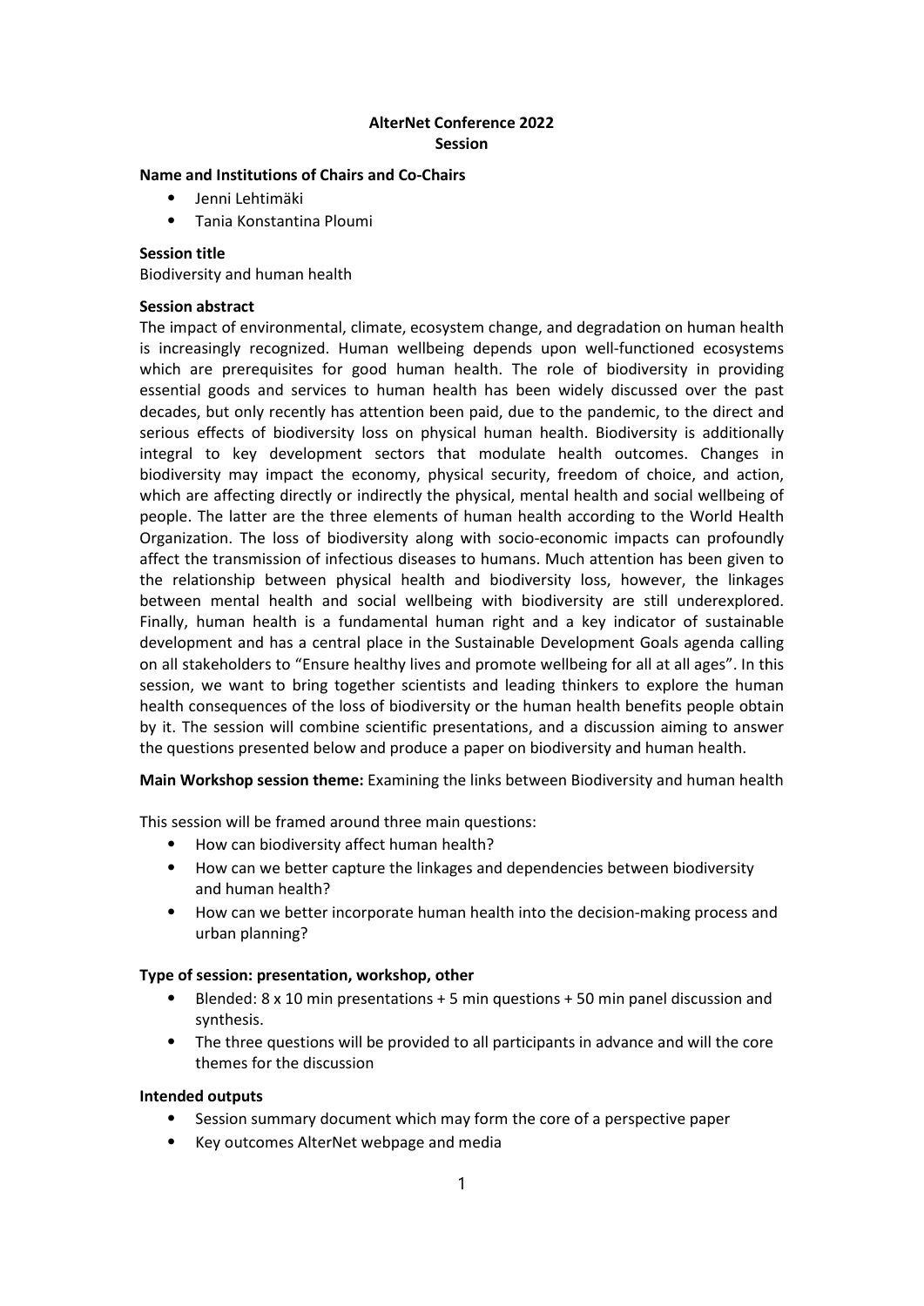# AlterNet Conference 2022
## Session

**Name and Institutions of Chairs and Co-Chairs**

- Jenni Lehtimäki
- Tania Konstantina Ploumi

**Session title**

Biodiversity and human health

**Session abstract**

The impact of environmental, climate, ecosystem change, and degradation on human health is increasingly recognized. Human wellbeing depends upon well-functioned ecosystems which are prerequisites for good human health. The role of biodiversity in providing essential goods and services to human health has been widely discussed over the past decades, but only recently has attention been paid, due to the pandemic, to the direct and serious effects of biodiversity loss on physical human health. Biodiversity is additionally integral to key development sectors that modulate health outcomes. Changes in biodiversity may impact the economy, physical security, freedom of choice, and action, which are affecting directly or indirectly the physical, mental health and social wellbeing of people. The latter are the three elements of human health according to the World Health Organization. The loss of biodiversity along with socio-economic impacts can profoundly affect the transmission of infectious diseases to humans. Much attention has been given to the relationship between physical health and biodiversity loss, however, the linkages between mental health and social wellbeing with biodiversity are still underexplored. Finally, human health is a fundamental human right and a key indicator of sustainable development and has a central place in the Sustainable Development Goals agenda calling on all stakeholders to "Ensure healthy lives and promote wellbeing for all at all ages". In this session, we want to bring together scientists and leading thinkers to explore the human health consequences of the loss of biodiversity or the human health benefits people obtain by it. The session will combine scientific presentations, and a discussion aiming to answer the questions presented below and produce a paper on biodiversity and human health.

**Main Workshop session theme:** Examining the links between Biodiversity and human health

This session will be framed around three main questions:

- How can biodiversity affect human health?
- How can we better capture the linkages and dependencies between biodiversity and human health?
- How can we better incorporate human health into the decision-making process and urban planning?

**Type of session: presentation, workshop, other**

- Blended: 8 x 10 min presentations + 5 min questions + 50 min panel discussion and synthesis.
- The three questions will be provided to all participants in advance and will the core themes for the discussion

**Intended outputs**

- Session summary document which may form the core of a perspective paper
- Key outcomes AlterNet webpage and media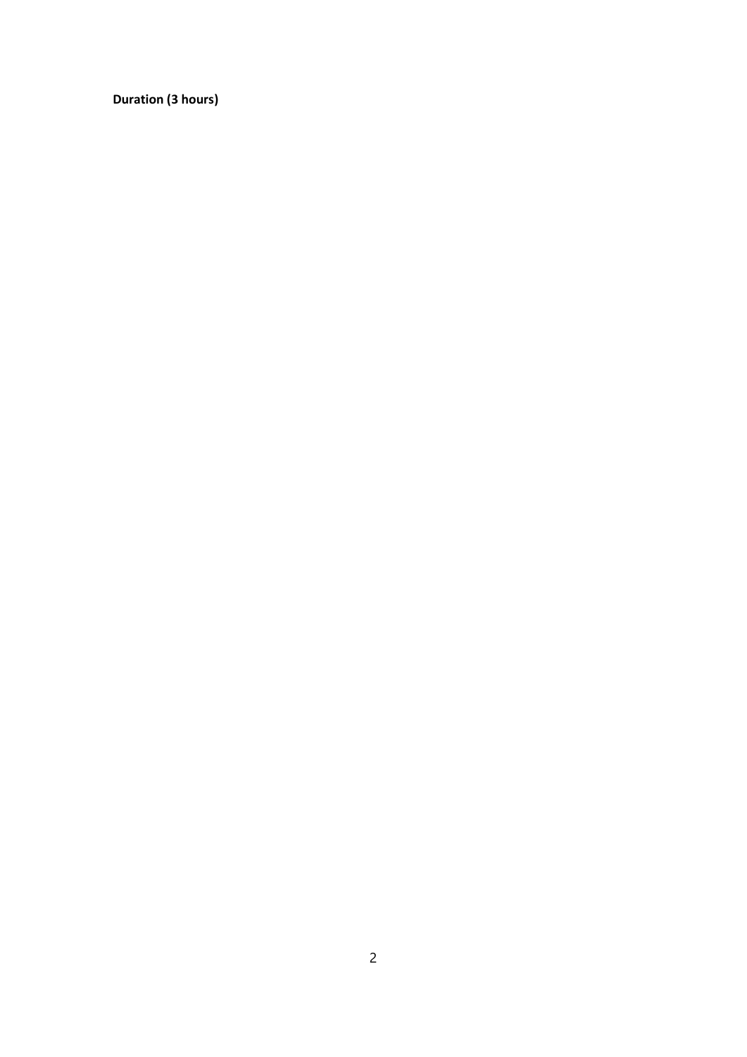**Duration (3 hours)**